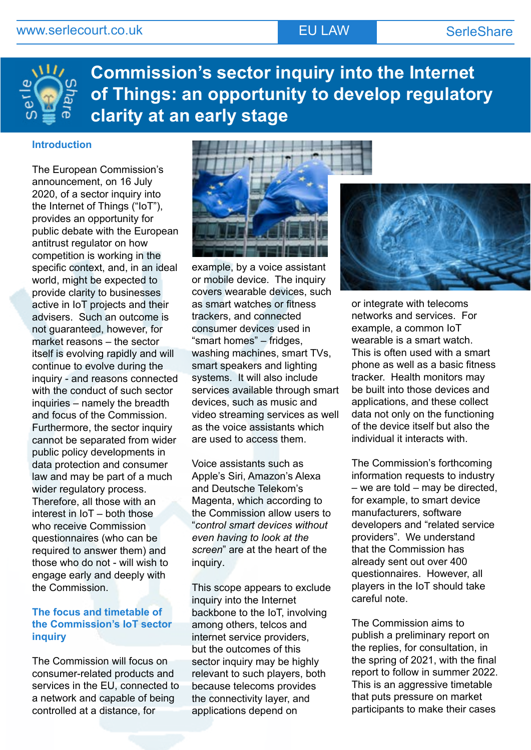# Commission's sector inquiry into the Internet of Things: an opportunity to develop regulatory clarity at an early stage

## Introduction

The European Commission's announcement, on 16 July 2020, of a sector inquiry into the Internet of Things ("IoT"), provides an opportunity for public debate with the European antitrust regulator on how competition is working in the specific context, and, in an ideal world, might be expected to provide clarity to businesses active in IoT projects and their advisers. Such an outcome is not guaranteed, however, for market reasons – the sector itself is evolving rapidly and will continue to evolve during the inquiry - and reasons connected with the conduct of such sector inquiries – namely the breadth and focus of the Commission. Furthermore, the sector inquiry cannot be separated from wider public policy developments in data protection and consumer law and may be part of a much wider regulatory process. Therefore, all those with an interest in IoT – both those who receive Commission questionnaires (who can be required to answer them) and those who do not - will wish to engage early and deeply with the Commission.

## The focus and timetable of the Commission's IoT sector inquiry

The Commission will focus on consumer-related products and services in the EU, connected to a network and capable of being controlled at a distance, for example, by a voice assistant or mobile device. The inquiry covers wearable devices, such as smart watches or fitness trackers, and connected consumer devices used in "smart homes" – fridges, washing machines, smart TVs, smart speakers and lighting systems. It will also include services available through smart devices, such as music and video streaming services as well as the voice assistants which are used to access them.

Voice assistants such as Apple's Siri, Amazon's Alexa and Deutsche Telekom's Magenta, which according to the Commission allow users to "*control smart devices without even having to look at the screen*" are at the heart of the inquiry.

This scope appears to exclude inquiry into the Internet backbone to the IoT, involving among others, telcos and internet service providers, but the outcomes of this sector inquiry may be highly relevant to such players, both because telecoms provides the connectivity layer, and applications depend on or integrate with telecoms networks and services. For example, a common IoT wearable is a smart watch. This is often used with a smart phone as well as a basic fitness tracker. Health monitors may be built into those devices and applications, and these collect data not only on the functioning of the device itself but also the individual it interacts with.

The Commission's forthcoming information requests to industry – we are told – may be directed, for example, to smart device manufacturers, software developers and "related service providers". We understand that the Commission has already sent out over 400 questionnaires. However, all players in the IoT should take careful note.

The Commission aims to publish a preliminary report on the replies, for consultation, in the spring of 2021, with the final report to follow in summer 2022. This is an aggressive timetable that puts pressure on market participants to make their cases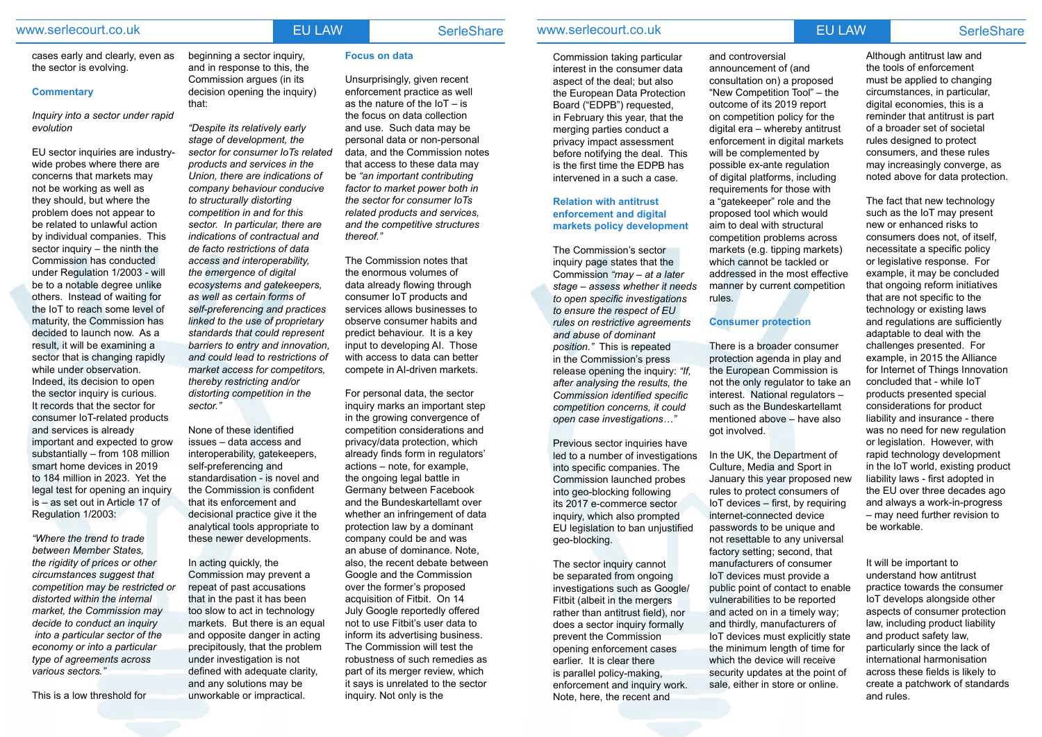cases early and clearly, even as the sector is evolving.

### Commentary

*Inquiry into a sector under rapid evolution*

EU sector inquiries are industry-wide probes where there are concerns that markets may not be working as well as they should, but where the problem does not appear to be related to unlawful action by individual companies. This sector inquiry – the ninth the Commission has conducted under Regulation 1/2003 - will be to a notable degree unlike others. Instead of waiting for the IoT to reach some level of maturity, the Commission has decided to launch now. As a result, it will be examining a sector that is changing rapidly while under observation. Indeed, its decision to open the sector inquiry is curious. It records that the sector for consumer IoT-related products and services is already important and expected to grow substantially – from 108 million smart home devices in 2019 to 184 million in 2023. Yet the legal test for opening an inquiry is – as set out in Article 17 of Regulation 1/2003:

*"Where the trend to trade between Member States, the rigidity of prices or other circumstances suggest that competition may be restricted or distorted within the internal market, the Commission may decide to conduct an inquiry into a particular sector of the economy or into a particular type of agreements across various sectors."*

This is a low threshold for beginning a sector inquiry, and in response to this, the Commission argues (in its decision opening the inquiry) that:

*"Despite its relatively early stage of development, the sector for consumer IoTs related products and services in the Union, there are indications of company behaviour conducive to structurally distorting competition in and for this sector. In particular, there are indications of contractual and de facto restrictions of data access and interoperability, the emergence of digital ecosystems and gatekeepers, as well as certain forms of self-preferencing and practices linked to the use of proprietary standards that could represent barriers to entry and innovation, and could lead to restrictions of market access for competitors, thereby restricting and/or distorting competition in the sector."*

None of these identified issues – data access and interoperability, gatekeepers, self-preferencing and standardisation - is novel and the Commission is confident that its enforcement and decisional practice give it the analytical tools appropriate to these newer developments.

In acting quickly, the Commission may prevent a repeat of past accusations that in the past it has been too slow to act in technology markets. But there is an equal and opposite danger in acting precipitously, that the problem under investigation is not defined with adequate clarity, and any solutions may be unworkable or impractical.

### Focus on data

Unsurprisingly, given recent enforcement practice as well as the nature of the IoT – is the focus on data collection and use. Such data may be personal data or non-personal data, and the Commission notes that access to these data may be *"an important contributing factor to market power both in the sector for consumer IoTs related products and services, and the competitive structures thereof."*

The Commission notes that the enormous volumes of data already flowing through consumer IoT products and services allows businesses to observe consumer habits and predict behaviour. It is a key input to developing AI. Those with access to data can better compete in AI-driven markets.

For personal data, the sector inquiry marks an important step in the growing convergence of competition considerations and privacy/data protection, which already finds form in regulators' actions – note, for example, the ongoing legal battle in Germany between Facebook and the Bundeskartellamt over whether an infringement of data protection law by a dominant company could be and was an abuse of dominance. Note, also, the recent debate between Google and the Commission over the former's proposed acquisition of Fitbit. On 14 July Google reportedly offered not to use Fitbit's user data to inform its advertising business. The Commission will test the robustness of such remedies as part of its merger review, which it says is unrelated to the sector inquiry. Not only is the Commission taking particular interest in the consumer data aspect of the deal; but also the European Data Protection Board ("EDPB") requested, in February this year, that the merging parties conduct a privacy impact assessment before notifying the deal. This is the first time the EDPB has intervened in a such a case.

### Relation with antitrust enforcement and digital markets policy development

The Commission's sector inquiry page states that the Commission *"may – at a later stage – assess whether it needs to open specific investigations to ensure the respect of EU rules on restrictive agreements and abuse of dominant position."* This is repeated in the Commission's press release opening the inquiry: *"If, after analysing the results, the Commission identified specific competition concerns, it could open case investigations…"*

Previous sector inquiries have led to a number of investigations into specific companies. The Commission launched probes into geo-blocking following its 2017 e-commerce sector inquiry, which also prompted EU legislation to ban unjustified geo-blocking.

The sector inquiry cannot be separated from ongoing investigations such as Google/Fitbit (albeit in the mergers rather than antitrust field), nor does a sector inquiry formally prevent the Commission opening enforcement cases earlier. It is clear there is parallel policy-making, enforcement and inquiry work. Note, here, the recent and controversial announcement of (and consultation on) a proposed "New Competition Tool" – the outcome of its 2019 report on competition policy for the digital era – whereby antitrust enforcement in digital markets will be complemented by possible ex-ante regulation of digital platforms, including requirements for those with a "gatekeeper" role and the proposed tool which would aim to deal with structural competition problems across markets (e.g. tipping markets) which cannot be tackled or addressed in the most effective manner by current competition rules.

### Consumer protection

There is a broader consumer protection agenda in play and the European Commission is not the only regulator to take an interest. National regulators – such as the Bundeskartellamt mentioned above – have also got involved.

In the UK, the Department of Culture, Media and Sport in January this year proposed new rules to protect consumers of IoT devices – first, by requiring internet-connected device passwords to be unique and not resettable to any universal factory setting; second, that manufacturers of consumer IoT devices must provide a public point of contact to enable vulnerabilities to be reported and acted on in a timely way; and thirdly, manufacturers of IoT devices must explicitly state the minimum length of time for which the device will receive security updates at the point of sale, either in store or online.

Although antitrust law and the tools of enforcement must be applied to changing circumstances, in particular, digital economies, this is a reminder that antitrust is part of a broader set of societal rules designed to protect consumers, and these rules may increasingly converge, as noted above for data protection.

The fact that new technology such as the IoT may present new or enhanced risks to consumers does not, of itself, necessitate a specific policy or legislative response. For example, it may be concluded that ongoing reform initiatives that are not specific to the technology or existing laws and regulations are sufficiently adaptable to deal with the challenges presented. For example, in 2015 the Alliance for Internet of Things Innovation concluded that - while IoT products presented special considerations for product liability and insurance - there was no need for new regulation or legislation. However, with rapid technology development in the IoT world, existing product liability laws - first adopted in the EU over three decades ago and always a work-in-progress – may need further revision to be workable.

It will be important to understand how antitrust practice towards the consumer IoT develops alongside other aspects of consumer protection law, including product liability and product safety law, particularly since the lack of international harmonisation across these fields is likely to create a patchwork of standards and rules.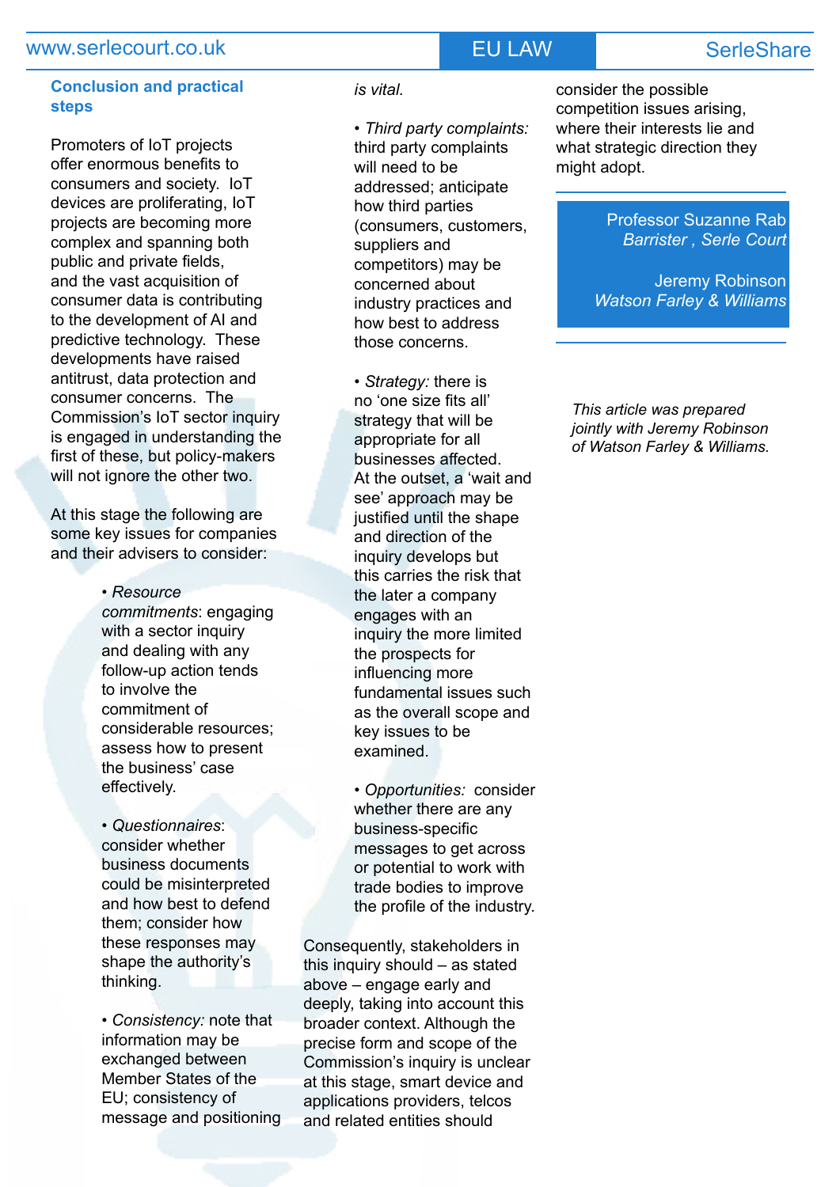## Conclusion and practical steps

Promoters of IoT projects offer enormous benefits to consumers and society. IoT devices are proliferating, IoT projects are becoming more complex and spanning both public and private fields, and the vast acquisition of consumer data is contributing to the development of AI and predictive technology. These developments have raised antitrust, data protection and consumer concerns. The Commission's IoT sector inquiry is engaged in understanding the first of these, but policy-makers will not ignore the other two.

At this stage the following are some key issues for companies and their advisers to consider:

- *Resource commitments*: engaging with a sector inquiry and dealing with any follow-up action tends to involve the commitment of considerable resources; assess how to present the business' case effectively.
- *Questionnaires*: consider whether business documents could be misinterpreted and how best to defend them; consider how these responses may shape the authority's thinking.
- *Consistency:* note that information may be exchanged between Member States of the EU; consistency of message and positioning *is vital.*
- *Third party complaints:* third party complaints will need to be addressed; anticipate how third parties (consumers, customers, suppliers and competitors) may be concerned about industry practices and how best to address those concerns.
- *Strategy:* there is no 'one size fits all' strategy that will be appropriate for all businesses affected. At the outset, a 'wait and see' approach may be justified until the shape and direction of the inquiry develops but this carries the risk that the later a company engages with an inquiry the more limited the prospects for influencing more fundamental issues such as the overall scope and key issues to be examined.
- *Opportunities:* consider whether there are any business-specific messages to get across or potential to work with trade bodies to improve the profile of the industry.

Consequently, stakeholders in this inquiry should – as stated above – engage early and deeply, taking into account this broader context. Although the precise form and scope of the Commission's inquiry is unclear at this stage, smart device and applications providers, telcos and related entities should consider the possible competition issues arising, where their interests lie and what strategic direction they might adopt.

Professor Suzanne Rab
*Barrister , Serle Court*

Jeremy Robinson
*Watson Farley & Williams*

*This article was prepared jointly with Jeremy Robinson of Watson Farley & Williams.*